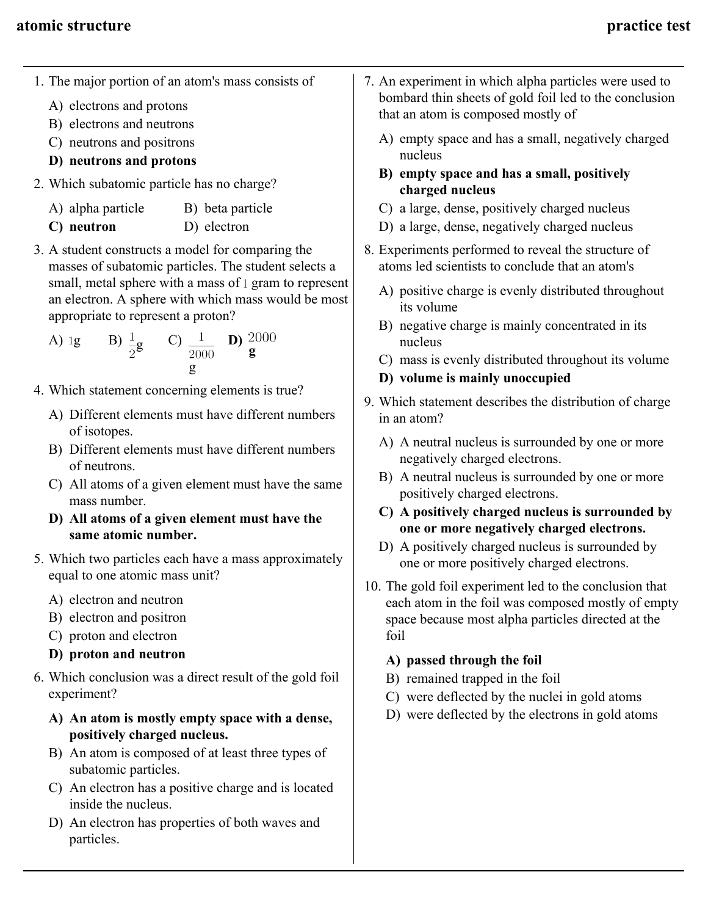1. The major portion of an atom's mass consists of

   A) electrons and protons
   B) electrons and neutrons
   C) neutrons and positrons
   **D) neutrons and protons**

2. Which subatomic particle has no charge?

   A) alpha particle
   B) beta particle
   **C) neutron**
   D) electron

3. A student constructs a model for comparing the masses of subatomic particles. The student selects a small, metal sphere with a mass of 1 gram to represent an electron. A sphere with which mass would be most appropriate to represent a proton?

   A) 1g
   B) $\frac{1}{2}$g
   C) $\frac{1}{2000}$g
   **D) 2000 g**

4. Which statement concerning elements is true?

   A) Different elements must have different numbers of isotopes.
   B) Different elements must have different numbers of neutrons.
   C) All atoms of a given element must have the same mass number.
   **D) All atoms of a given element must have the same atomic number.**

5. Which two particles each have a mass approximately equal to one atomic mass unit?

   A) electron and neutron
   B) electron and positron
   C) proton and electron
   **D) proton and neutron**

6. Which conclusion was a direct result of the gold foil experiment?

   **A) An atom is mostly empty space with a dense, positively charged nucleus.**
   B) An atom is composed of at least three types of subatomic particles.
   C) An electron has a positive charge and is located inside the nucleus.
   D) An electron has properties of both waves and particles.

7. An experiment in which alpha particles were used to bombard thin sheets of gold foil led to the conclusion that an atom is composed mostly of

   A) empty space and has a small, negatively charged nucleus
   **B) empty space and has a small, positively charged nucleus**
   C) a large, dense, positively charged nucleus
   D) a large, dense, negatively charged nucleus

8. Experiments performed to reveal the structure of atoms led scientists to conclude that an atom's

   A) positive charge is evenly distributed throughout its volume
   B) negative charge is mainly concentrated in its nucleus
   C) mass is evenly distributed throughout its volume
   **D) volume is mainly unoccupied**

9. Which statement describes the distribution of charge in an atom?

   A) A neutral nucleus is surrounded by one or more negatively charged electrons.
   B) A neutral nucleus is surrounded by one or more positively charged electrons.
   **C) A positively charged nucleus is surrounded by one or more negatively charged electrons.**
   D) A positively charged nucleus is surrounded by one or more positively charged electrons.

10. The gold foil experiment led to the conclusion that each atom in the foil was composed mostly of empty space because most alpha particles directed at the foil

    **A) passed through the foil**
    B) remained trapped in the foil
    C) were deflected by the nuclei in gold atoms
    D) were deflected by the electrons in gold atoms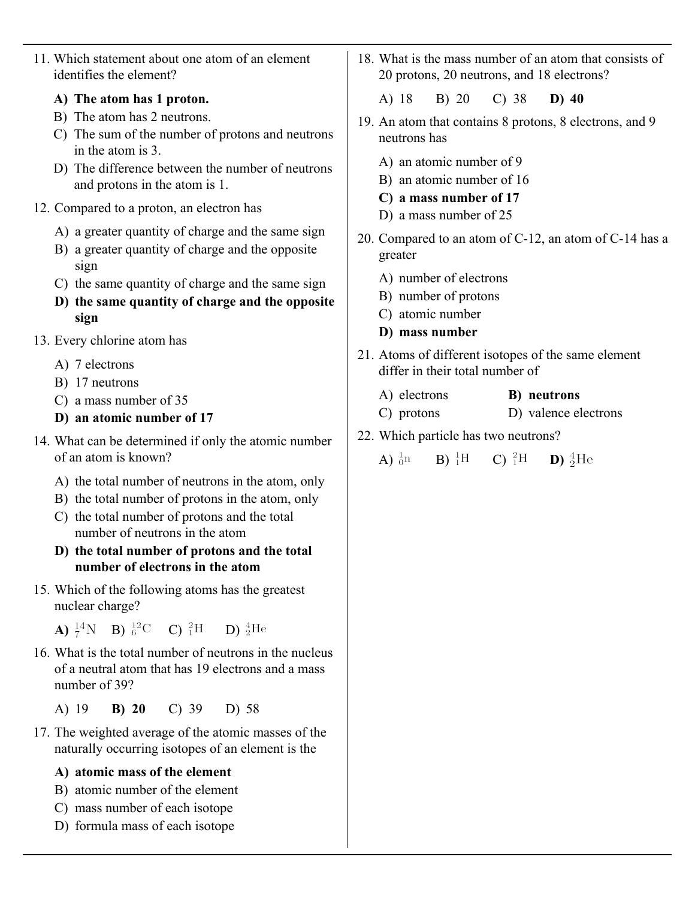11. Which statement about one atom of an element identifies the element?

    **A) The atom has 1 proton.**
    B) The atom has 2 neutrons.
    C) The sum of the number of protons and neutrons in the atom is 3.
    D) The difference between the number of neutrons and protons in the atom is 1.

12. Compared to a proton, an electron has

    A) a greater quantity of charge and the same sign
    B) a greater quantity of charge and the opposite sign
    C) the same quantity of charge and the same sign
    **D) the same quantity of charge and the opposite sign**

13. Every chlorine atom has

    A) 7 electrons
    B) 17 neutrons
    C) a mass number of 35
    **D) an atomic number of 17**

14. What can be determined if only the atomic number of an atom is known?

    A) the total number of neutrons in the atom, only
    B) the total number of protons in the atom, only
    C) the total number of protons and the total number of neutrons in the atom
    **D) the total number of protons and the total number of electrons in the atom**

15. Which of the following atoms has the greatest nuclear charge?

    **A)** $^{14}_{7}N$ B) $^{12}_{6}C$ C) $^{2}_{1}H$ D) $^{4}_{2}He$

16. What is the total number of neutrons in the nucleus of a neutral atom that has 19 electrons and a mass number of 39?

    A) 19 **B) 20** C) 39 D) 58

17. The weighted average of the atomic masses of the naturally occurring isotopes of an element is the

    **A) atomic mass of the element**
    B) atomic number of the element
    C) mass number of each isotope
    D) formula mass of each isotope

18. What is the mass number of an atom that consists of 20 protons, 20 neutrons, and 18 electrons?

    A) 18 B) 20 C) 38 **D) 40**

19. An atom that contains 8 protons, 8 electrons, and 9 neutrons has

    A) an atomic number of 9
    B) an atomic number of 16
    **C) a mass number of 17**
    D) a mass number of 25

20. Compared to an atom of C-12, an atom of C-14 has a greater

    A) number of electrons
    B) number of protons
    C) atomic number
    **D) mass number**

21. Atoms of different isotopes of the same element differ in their total number of

    A) electrons **B) neutrons**
    C) protons D) valence electrons

22. Which particle has two neutrons?

    A) $^{1}_{0}n$ B) $^{1}_{1}H$ C) $^{2}_{1}H$ **D)** $^{4}_{2}He$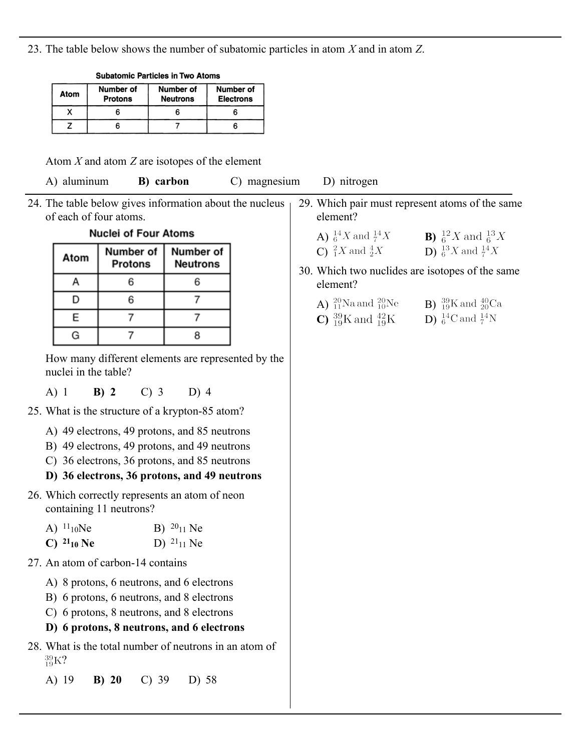23. The table below shows the number of subatomic particles in atom *X* and in atom *Z*.

**Subatomic Particles in Two Atoms**

| Atom | Number of Protons | Number of Neutrons | Number of Electrons |
|---|---|---|---|
| X | 6 | 6 | 6 |
| Z | 6 | 7 | 6 |

Atom *X* and atom *Z* are isotopes of the element

A) aluminum **B) carbon** C) magnesium D) nitrogen

24. The table below gives information about the nucleus of each of four atoms.

**Nuclei of Four Atoms**

| Atom | Number of Protons | Number of Neutrons |
|---|---|---|
| A | 6 | 6 |
| D | 6 | 7 |
| E | 7 | 7 |
| G | 7 | 8 |

How many different elements are represented by the nuclei in the table?

A) 1 **B) 2** C) 3 D) 4

25. What is the structure of a krypton-85 atom?

A) 49 electrons, 49 protons, and 85 neutrons
B) 49 electrons, 49 protons, and 49 neutrons
C) 36 electrons, 36 protons, and 85 neutrons
**D) 36 electrons, 36 protons, and 49 neutrons**

26. Which correctly represents an atom of neon containing 11 neutrons?

A) $^{11}_{10}Ne$ B) $^{20}_{11}Ne$
**C) $^{21}_{10}Ne$** D) $^{21}_{11}Ne$

27. An atom of carbon-14 contains

A) 8 protons, 6 neutrons, and 6 electrons
B) 6 protons, 6 neutrons, and 8 electrons
C) 6 protons, 8 neutrons, and 8 electrons
**D) 6 protons, 8 neutrons, and 6 electrons**

28. What is the total number of neutrons in an atom of $^{39}_{19}K$?

A) 19 **B) 20** C) 39 D) 58

29. Which pair must represent atoms of the same element?

A) $^{14}_{6}X$ and $^{14}_{7}X$ **B) $^{12}_{6}X$ and $^{13}_{6}X$**
C) $^{2}_{1}X$ and $^{4}_{2}X$ D) $^{13}_{6}X$ and $^{14}_{7}X$

30. Which two nuclides are isotopes of the same element?

A) $^{20}_{11}Na$ and $^{20}_{10}Ne$ B) $^{39}_{19}K$ and $^{40}_{20}Ca$
**C) $^{39}_{19}K$ and $^{42}_{19}K$** D) $^{14}_{6}C$ and $^{14}_{7}N$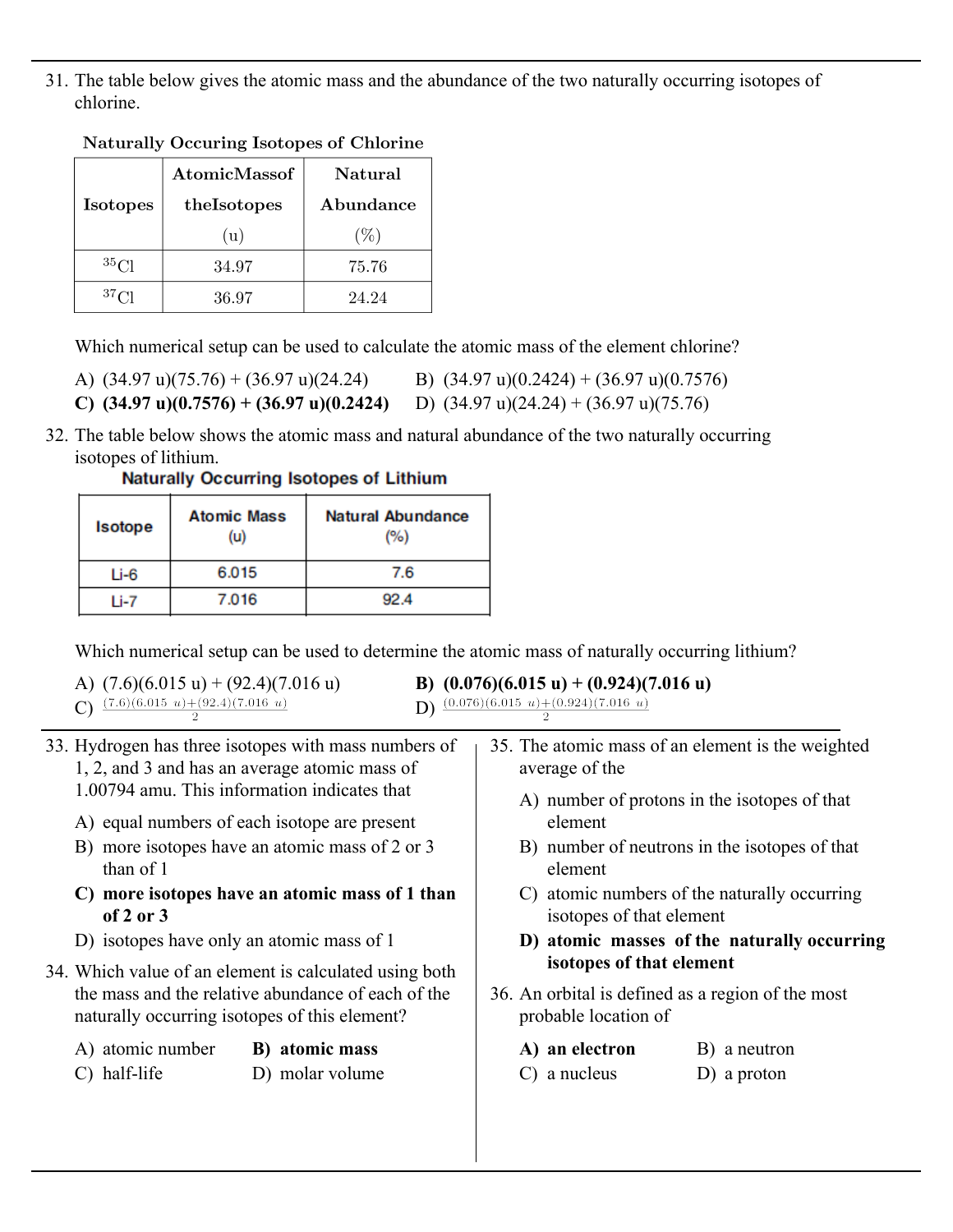31. The table below gives the atomic mass and the abundance of the two naturally occurring isotopes of chlorine.

**Naturally Occuring Isotopes of Chlorine**

| Isotopes | AtomicMassof theIsotopes (u) | Natural Abundance (%) |
|---|---|---|
| $^{35}Cl$ | 34.97 | 75.76 |
| $^{37}Cl$ | 36.97 | 24.24 |

Which numerical setup can be used to calculate the atomic mass of the element chlorine?

A) (34.97 u)(75.76) + (36.97 u)(24.24)
B) (34.97 u)(0.2424) + (36.97 u)(0.7576)
**C) (34.97 u)(0.7576) + (36.97 u)(0.2424)**
D) (34.97 u)(24.24) + (36.97 u)(75.76)

32. The table below shows the atomic mass and natural abundance of the two naturally occurring isotopes of lithium.

**Naturally Occurring Isotopes of Lithium**

| Isotope | Atomic Mass (u) | Natural Abundance (%) |
|---|---|---|
| Li-6 | 6.015 | 7.6 |
| Li-7 | 7.016 | 92.4 |

Which numerical setup can be used to determine the atomic mass of naturally occurring lithium?

A) (7.6)(6.015 u) + (92.4)(7.016 u)
**B) (0.076)(6.015 u) + (0.924)(7.016 u)**
C) $\frac{(7.6)(6.015\ u)+(92.4)(7.016\ u)}{2}$
D) $\frac{(0.076)(6.015\ u)+(0.924)(7.016\ u)}{2}$

33. Hydrogen has three isotopes with mass numbers of 1, 2, and 3 and has an average atomic mass of 1.00794 amu. This information indicates that

A) equal numbers of each isotope are present
B) more isotopes have an atomic mass of 2 or 3 than of 1
**C) more isotopes have an atomic mass of 1 than of 2 or 3**
D) isotopes have only an atomic mass of 1

34. Which value of an element is calculated using both the mass and the relative abundance of each of the naturally occurring isotopes of this element?

A) atomic number
**B) atomic mass**
C) half-life
D) molar volume

35. The atomic mass of an element is the weighted average of the

A) number of protons in the isotopes of that element
B) number of neutrons in the isotopes of that element
C) atomic numbers of the naturally occurring isotopes of that element
**D) atomic masses of the naturally occurring isotopes of that element**

36. An orbital is defined as a region of the most probable location of

**A) an electron**
B) a neutron
C) a nucleus
D) a proton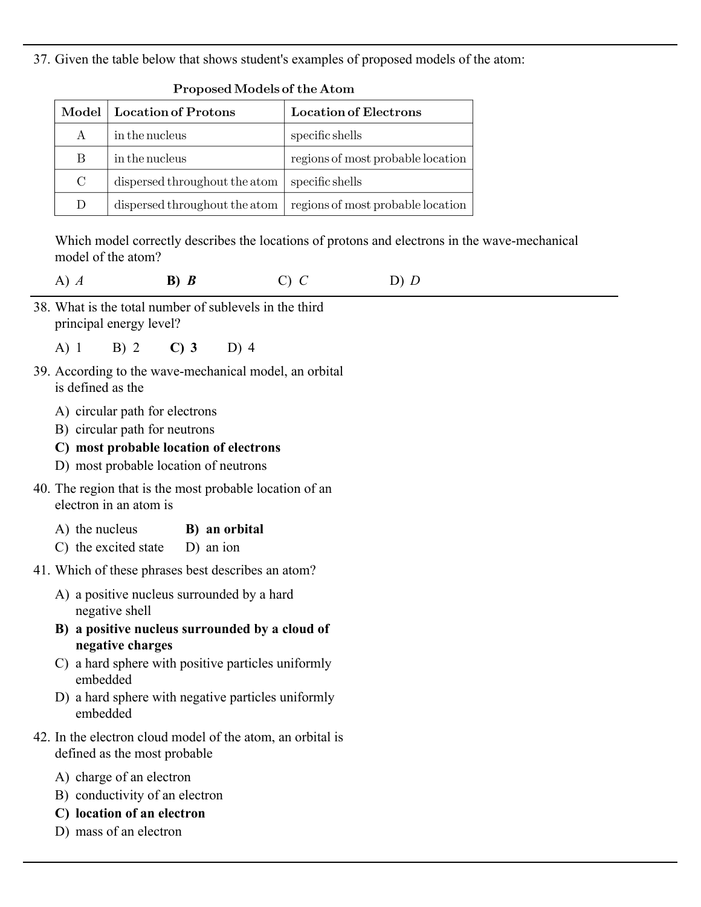37. Given the table below that shows student's examples of proposed models of the atom:

**Proposed Models of the Atom**

| Model | Location of Protons | Location of Electrons |
|---|---|---|
| A | in the nucleus | specific shells |
| B | in the nucleus | regions of most probable location |
| C | dispersed throughout the atom | specific shells |
| D | dispersed throughout the atom | regions of most probable location |

Which model correctly describes the locations of protons and electrons in the wave-mechanical model of the atom?

A) *A* **B) *B*** C) *C* D) *D*

38. What is the total number of sublevels in the third principal energy level?

A) 1 B) 2 **C) 3** D) 4

39. According to the wave-mechanical model, an orbital is defined as the

A) circular path for electrons
B) circular path for neutrons
**C) most probable location of electrons**
D) most probable location of neutrons

40. The region that is the most probable location of an electron in an atom is

A) the nucleus **B) an orbital**
C) the excited state D) an ion

41. Which of these phrases best describes an atom?

A) a positive nucleus surrounded by a hard negative shell
**B) a positive nucleus surrounded by a cloud of negative charges**
C) a hard sphere with positive particles uniformly embedded
D) a hard sphere with negative particles uniformly embedded

42. In the electron cloud model of the atom, an orbital is defined as the most probable

A) charge of an electron
B) conductivity of an electron
**C) location of an electron**
D) mass of an electron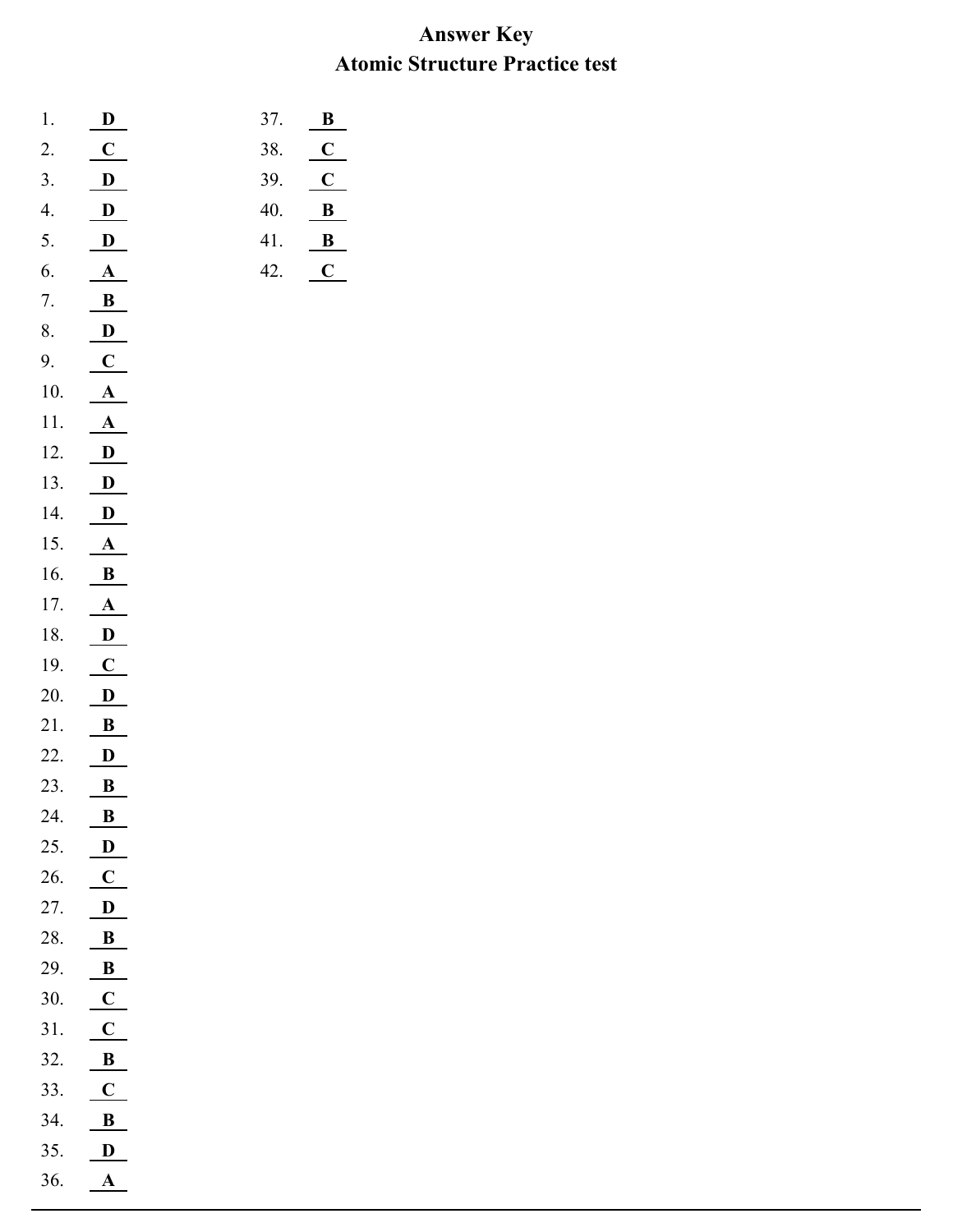# Answer Key
## Atomic Structure Practice test

1. D
2. C
3. D
4. D
5. D
6. A
7. B
8. D
9. C
10. A
11. A
12. D
13. D
14. D
15. A
16. B
17. A
18. D
19. C
20. D
21. B
22. D
23. B
24. B
25. D
26. C
27. D
28. B
29. B
30. C
31. C
32. B
33. C
34. B
35. D
36. A
37. B
38. C
39. C
40. B
41. B
42. C